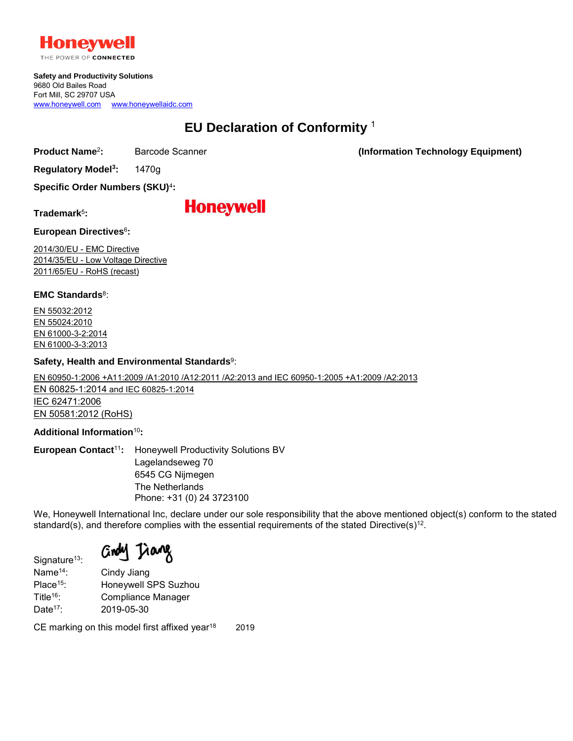Honeywell

THE POWER OF **CONNECTED**

**Safety and Productivity Solutions**
9680 Old Bailes Road
Fort Mill, SC 29707 USA
www.honeywell.com www.honeywellaidc.com

# EU Declaration of Conformity [1]

**Product Name**[2]**:** Barcode Scanner **(Information Technology Equipment)**

**Regulatory Model**[3]**:** 1470g

**Specific Order Numbers (SKU)**[4]**:**

**Trademark**[5]**:** Honeywell

**European Directives**[6]**:**

2014/30/EU - EMC Directive
2014/35/EU - Low Voltage Directive
2011/65/EU - RoHS (recast)

**EMC Standards**[8]:

EN 55032:2012
EN 55024:2010
EN 61000-3-2:2014
EN 61000-3-3:2013

**Safety, Health and Environmental Standards**[9]:

EN 60950-1:2006 +A11:2009 /A1:2010 /A12:2011 /A2:2013 and IEC 60950-1:2005 +A1:2009 /A2:2013
EN 60825-1:2014 and IEC 60825-1:2014
IEC 62471:2006
EN 50581:2012 (RoHS)

**Additional Information**[10]**:**

**European Contact**[11]**:** Honeywell Productivity Solutions BV
Lagelandseweg 70
6545 CG Nijmegen
The Netherlands
Phone: +31 (0) 24 3723100

We, Honeywell International Inc, declare under our sole responsibility that the above mentioned object(s) conform to the stated standard(s), and therefore complies with the essential requirements of the stated Directive(s)[12].

Signature[13]: Cindy Jiang
Name[14]: Cindy Jiang
Place[15]: Honeywell SPS Suzhou
Title[16]: Compliance Manager
Date[17]: 2019-05-30

CE marking on this model first affixed year[18] 2019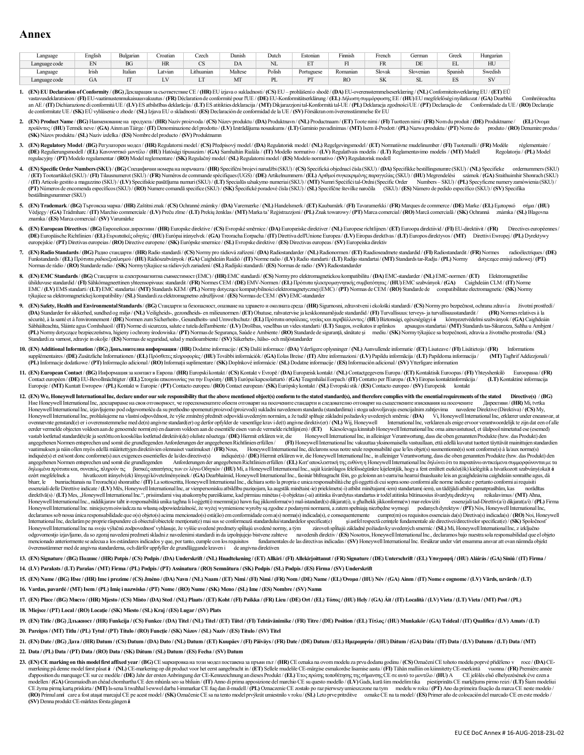# Annex

| Language | English | Bulgarian | Croatian | Czech | Danish | Dutch | Estonian | Finnish | French | German | Greek | Hungarian |
|---|---|---|---|---|---|---|---|---|---|---|---|---|
| Language code | EN | BG | HR | CS | DA | NL | ET | FI | FR | DE | EL | HU |
| Language | Irish | Italian | Latvian | Lithuanian | Maltese | Polish | Portuguese | Romanian | Slovak | Slovenian | Spanish | Swedish |
| Language code | GA | IT | LV | LT | MT | PL | PT | RO | SK | SL | ES | SV |

1. **(EN) EU Declaration of Conformity** / **(BG)** Декларация за съответствие СЕ / **(HR)** EU izjava o sukladnosti / **(CS)** EU – prohlášení o shodě / **(DA)** EU-overensstemmelseserklæring / **(NL)** Conformiteitsverklaring EU / **(ET)** EÜ vastavusdeklaratsioon / **(FI)** EU-vaatimustenmukaisuusvakuutus / **(FR)** Déclaration de conformité pour l'UE / **(DE)** EU-Konformitätserklärung / **(EL)** Δήλωση συμμόρφωσης ΕΕ / **(HU)** EU megfelelőségi nyilatkozat / **(GA)** Dearbhú Comhréireachta an AE / **(IT)** Dichiarazione di conformità UE / **(LV)** ES atbilstības deklarācija / **(LT)** ES atitikties deklaracija / **(MT)** Dikjarazzjoni tal-Konformità tal-UE / **(PL)** Deklaracja zgodności UE / **(PT)** Declaração de Conformidade da UE / **(RO)** Declarație de conformitate UE / **(SK)** EÚ vyhlásenie o zhode / **(SL)** Izjava EU o skladnosti / **(ES)** Declaración de conformidad de la UE / **(SV)** Försäkran om överensstämmelse för EU

2. **(EN) Product Name** / **(BG)** Наименование на продукта / **(HR)** Naziv proizvoda / **(CS)** Název produktu / **(DA)** Produktnavn / **(NL)** Productnaam / **(ET)** Toote nimi / **(FI)** Tuotteen nimi / **(FR)** Nom du produit / **(DE)** Produktname / **(EL)** Όνομα προϊόντος / **(HU)** Termék neve / **(GA)** Ainm an Táirge / **(IT)** Denominazione del prodotto / **(LV)** Izstrādājuma nosaukums / **(LT)** Gaminio pavadinimas / **(MT)** Isem il-Prodott / **(PL)** Nazwa produktu / **(PT)** Nome do produto / **(RO)** Denumire produs / **(SK)** Názov produktu / **(SL)** Naziv izdelka / **(ES)** Nombre del producto / **(SV)** Produktnamn

3. **(EN) Regulatory Model** / **(BG)** Регулаторен модел / **(HR)** Regulatorni model / **(CS)** Předpisový model / **(DA)** Regulatorisk model / **(NL)** Regelgevingsmodel / **(ET)** Normatiivne mudelinumber / **(FI)** Tuotemalli / **(FR)** Modèle réglementaire / **(DE)** Regulierungsmodell / **(EL)** Κανονιστικό μοντέλο / **(HU)** Hatósági típusszám / **(GA)** Samhaltán Rialála / **(IT)** Modello normativo / **(LV)** Regulatīvais modelis / **(LT)** Reglamentavimo modelis / **(MT)** Mudell Regolatorju / **(PL)** Model regulacyjny / **(PT)** Modelo regulamentar / **(RO)** Model reglementare / **(SK)** Regulačný model / **(SL)** Regulatorni model / **(ES)** Modelo normativo / **(SV)** Regulatoriskt modell

4. **(EN) Specific Order Numbers (SKU)** / **(BG)** Специфични номера на поръчката / **(HR)** Specifični brojevi narudžbi (SKU) / **(CS)** Specifická objednací čísla (SKU) / **(DA)** Specifikke bestillingsnumre (SKU) / **(NL)** Specifieke ordernummers (SKU) / **(ET)** Tooteartikkel (SKU) / **(FI)** Tilausnumerot (SKU) / **(FR)** Numéros de commande spécifiques (UGS) / **(DE)** Artikelnummern / **(EL)** Αριθμοί συγκεκριμένης παραγγελίας (SKU) / **(HU)** Megrendelési számok / **(GA)** Sraithuimhir Shonrach (SKU) / **(IT)** Articolo gestito a magazzino (SKU) / **(LV)** Specifiskie pasūtījuma numuri (SKU) / **(LT)** Specialūs užsakymo numeriai (SKU) / **(MT)** Numri Speċifiċi tal-Ordni (Specific Order Numbers – SKU) / **(PL)** Specyficzne numery zamówienia (SKU) / **(PT)** Números de encomenda específicos (SKU) / **(RO)** Numere comandă specifice (SKU) / **(SK)** Špecifické poradové čísla (SKU) / **(SL)** Specifične številke naročila (SKU) / **(ES)** Número de pedido específico (SKU) / **(SV)** Specifika beställningsnummer (SKU)

5. **(EN) Trademark** / **(BG)** Търговска марка / **(HR)** Zaštitni znak / **(CS)** Ochranné známky / **(DA)** Varemærke / **(NL)** Handelsmerk / **(ET)** Kaubamärk / **(FI)** Tavaramerkki / **(FR)** Marques de commerce / **(DE)** Marke / **(EL)** Εμπορικό σήμα / **(HU)** Védjegy / **(GA)** Trádmharc / **(IT)** Marchio commerciale / **(LV)** Preču zīme / **(LT)** Prekių ženklas / **(MT)** Marka ta' Reġistrazzjoni / **(PL)** Znak towarowy / **(PT)** Marca comercial / **(RO)** Marcă comercială / **(SK)** Ochranná známka / **(SL)** Blagovna znamka / **(ES)** Marca comercial / **(SV)** Varumärke

6. **(EN) European Directives** / **(BG)** Европейски директиви / **(HR)** Europske direktive / **(CS)** Evropské směrnice / **(DA)** Europæiske direktiver / **(NL)** Europese richtlijnen / **(ET)** Euroopa direktiivid / **(FI)** EU-direktiivit / **(FR)** Directives européennes / **(DE)** Europäische Richtlinien / **(EL)** Ευρωπαϊκές οδηγίες / **(HU)** Európai irányelvek / **(GA)** Treoracha Eorpacha / **(IT)** Direttiva dell'Unione Europea / **(LV)** Eiropas direktīvas / **(LT)** Europos direktyvos / **(MT)** Direttivi Ewropej / **(PL)** Dyrektywy europejskie / **(PT)** Diretivas europeias / **(RO)** Directive europene / **(SK)** Európske smernice / **(SL)** Evropske direktive / **(ES)** Directivas europeas / **(SV)** Europeiska direktiv

7. **(EN) Radio Standards** / **(BG)** Радио стандарти / **(HR)** Radio standardi / **(CS)** Normy pro rádiová zařízení / **(DA)** Radiostandarder / **(NL)** Radionormen / **(ET)** Raadioseadmete standardid / **(FI)** Radiostandardit / **(FR)** Normes radioélectriques / **(DE)** Funkstandards / **(EL)** Πρότυπα ραδιοεξοπλισμού / **(HU)** Rádiószabványok / **(GA)** Caighdeáin Raidió / **(IT)** Norme radio / **(LV)** Radio standarti / **(LT)** Radijo standartai / **(MT)** Standards tar-Radju / **(PL)** Normy dotyczące emisji radiowej / **(PT)** Normas de rádio / **(RO)** Standarde radio / **(SK)** Normy týkajúce sa rádiových zariadení / **(SL)** Radijski standardi / **(ES)** Normas de radio / **(SV)** Radiostandarder

8. **(EN) EMC Standards** / **(BG)** Стандарти за електромагнитна съвместимост (EMC) / **(HR)** EMC standardi / **(CS)** Normy pro elektromagnetickou kompatibilitu / **(DA)** EMC-standarder / **(NL)** EMC-normen / **(ET)** Elektromagnetilise ühilduvuse standardid / **(FI)** Sähkömagneettinen yhteensopivuus: standardit / **(FR)** Normes CEM / **(DE)** EMV-Normen / **(EL)** Πρότυπα ηλεκτρομαγνητικής συμβατότητας / **(HU)** EMC szabványok / **(GA)** Caighdeáin CLM / **(IT)** Norme EMC / **(LV)** EMS standarti / **(LT)** EMC standartai / **(MT)** Standards KEM / **(PL)** Normy dotyczące kompatybilności elektromagnetycznej (EMC) / **(PT)** Normas de CEM / **(RO)** Standarde de compatibilitate electromagnetic / **(SK)** Normy týkajúce sa elektromagnetickej kompatibility / **(SL)** Standardi za elektromagnetno združljivost / **(ES)** Normas de CEM / **(SV)** EMC-standarder

9. **(EN) Safety, Health and Environmental Standards** / **(BG)** Стандарти за безопасност, опазване на здравето и околната среда / **(HR)** Sigurnosni, zdravstveni i ekološki standardi / **(CS)** Normy pro bezpečnost, ochranu zdraví a životní prostředí / **(DA)** Standarder for sikkerhed, sundhed og miljø / **(NL)** Veiligheids-, gezondheids- en milieunormen / **(ET)** Ohutuse, rahvatervise ja keskkonnamõjude standardid / **(FI)** Turvallisuus: terveys- ja turvallisuusstandardit / **(FR)** Normes relatives à la sécurité, à la santé et à l'environnement / **(DE)** Normen zum Sicherheits-, Gesundheits- und Umweltschutz / **(EL)** Πρότυπα ασφάλειας, υγείας και περιβάλλοντος / **(HU)** Biztonsági, egészségügyi és környezetvédelmi szabványok / **(GA)** Caighdeáin Sábháilteachta, Sláinte agus Comhshaoil / **(IT)** Norme di sicurezza, salute e tutela dell'ambiente / **(LV)** Drošības, veselības un vides standarti / **(LT)** Saugos, sveikatos ir aplinkos apsaugos standartai / **(MT)** Standards tas-Sikurezza, Saħħa u Ambjent / **(PL)** Normy dotyczące bezpieczeństwa, higieny i ochrony środowiska / **(PT)** Normas de Segurança, Saúde e Ambiente / **(RO)** Standarde de siguranță, sănătate și mediu / **(SK)** Normy týkajúce sa bezpečnosti, zdravia a životného prostredia / **(SL)** Standardi za varnost, zdravje in okolje / **(ES)** Normas de seguridad, salud y medioambiente / **(SV)** Säkerhets-, hälso- och miljöstandarder

10. **(EN) Additional Information** / **(BG)** Допълнителна информация / **(HR)** Dodatne informacije / **(CS)** Další informace / **(DA)** Yderligere oplysninger / **(NL)** Aanvullende informatie / **(ET)** Lisateave / **(FI)** Lisätietoja / **(FR)** Informations supplémentaires / **(DE)** Zusätzliche Informationen / **(EL)** Πρόσθετες πληροφορίες / **(HU)** További információk / **(GA)** Eolas Breise / **(IT)** Altre informazioni / **(LV)** Papildu informācija / **(LT)** Papildoma informacija / **(MT)** Tagħrif Addizzjonali / **(PL)** Informacje dodatkowe / **(PT)** Informação adicional / **(RO)** Informații suplimentare / **(SK)** Doplnkové informácie / **(SL)** Dodatne informacije / **(ES)** Información adicional / **(SV)** Ytterligare information

11. **(EN) European Contact** / **(BG)** Информация за контакт в Европа / **(HR)** Europski kontakt / **(CS)** Kontakt v Evropě / **(DA)** Europæisk kontakt / **(NL)** Contactgegevens Europa / **(ET)** Kontaktisik Euroopas / **(FI)** Yhteyshenkilö Euroopassa / **(FR)** Contact européen / **(DE)** EU-Bevollmächtigter / **(EL)** Στοιχεία επικοινωνίας για την Ευρώπη / **(HU)** Európai kapcsolattartó / **(GA)** Teagmhálaí Eorpach / **(IT)** Contatto per l'Europa / **(LV)** Eiropas kontaktinformācija / **(LT)** Kontaktinė informacija Europoje / **(MT)** Kuntatt Ewropew / **(PL)** Kontakt w Europie / **(PT)** Contacto europeu / **(RO)** Contact european / **(SK)** Európsky kontakt / **(SL)** Evropski stik / **(ES)** Contacto europeo / **(SV)** Europeisk kontakt

12. **(EN) We, Honeywell International Inc, declare under our sole responsibility that the above mentioned object(s) conform to the stated standard(s), and therefore complies with the essential requirements of the stated Directive(s)** / **(BG)** Ние Honeywell International Inc, декларираме на своя отговорност, че горепосочените обекти отговарят на посочените стандарти и следователно отговарят на съществените изисквания на посочените Директиви / **(HR)** Mi, tvrtka Honeywell International Inc, izjavljujemo pod odgovornošću da su prethodno spomenuti proizvod (proizvodi) sukladni navedenom standardu (standardima) i stoga udovoljavaju esencijalnim zahtjevima navedene Direktive (Direktiva) / **(CS)** My, Honeywell International Inc, prohlašujeme na vlastní odpovědnost, že výše zmíněný předmět odpovídá uvedeným normám, a že tudíž splňuje základní požadavky uvedených směrnic / **(DA)** Vi, Honeywell International Inc, erklærer under eneansvar, at ovennævnte genstand(e) er i overensstemmelse med de(n) angivne standard(er) og derfor opfylder de væsentlige krav i de(t) angivne direktiv(er) / **(NL)** Wij, Honeywell International Inc, verklaren als enige ervoor verantwoordelijk te zijn dat een of alle eerder vermelde objecten voldoen aan de genoemde norm(en) en daarom voldoen aan de essentiële eisen van de vermelde richtlijn(en) / **(ET)** Käesolevaga kinnitab Honeywell International Inc oma ainuvastutusel, et ülalpool nimetatud ese (esemed) vastab loetletud standardi(te)le ja seetõttu on kooskõlas loetletud direktiivi(de) oluliste nõuetega / **(DE)** Hiermit erklären wir, die Honeywell International Inc, in alleiniger Verantwortung, dass die oben genannten Produkte (bzw. das Produkt) den angegebenen Normen entsprechen und somit die grundlegenden Anforderungen der angegebenen Richtlinien erfüllen / **(FI)** Honeywell International Inc vakuuttaa yksinomaisella vastuullaan, että edellä kuvatut tuotteet täyttävät mainittujen standardien vaatimuksen ja näin ollen myös edellä määritettyjen direktiivien olennaiset vaatimukset / **(FR)** Nous, Honeywell International Inc, déclarons sous notre seule responsabilité que le/les objet(s) susmentionné(s) sont conforme(s) à la/aux norme(s) indiquée(s) et est/sont donc conforme(s) aux exigences essentielles de la/des directive(s) indiquée(s) / **(DE)** Hiermit erklären wir, die Honeywell International Inc., in alleiniger Verantwortung, dass die oben genannten Produkte (bzw. das Produkt) den angegebenen Normen entsprechen und somit die grundlegenden Anforderungen der angegebenen Richtlinien erfüllen / **(EL)** Κατ' αποκλειστική της ευθύνη η Honeywell International Inc δηλώνει ότι τα παραπάνω αντικείμενα συμμορφώνονται με τα δηλωμένα πρότυπα και, συνεπώς, πληρούν τις βασικές απαιτήσεις των εν λόγω Οδηγιών / **(HU)** Mi, a Honeywell International Inc., saját kizárólagos felelősségünkre kijelentjük, hogy a fent említett eszköz(ök) kielégítik a hivatkozott szabvány(oka)t és ezért megfelelnek a hivatkozott irányelv(ek) lényegi követelményeinek / **(GA)** Dearbhaímid, Honeywell International Inc, faoinár bhfreagracht féin, go gcloíonn an t-earra/na hearraí thuasluaite leis an gcaighdeán/na caighdeáin sonraithe agus, dá bharr, le bunriachtanais na Treorach(a) shonraithe / **(IT)** La sottoscritta, Honeywell International Inc., dichiara sotto la propria e unica responsabilità che gli oggetti di cui sopra sono conformi alle norme indicate e pertanto conformi ai requisiti essenziali delle Direttive indicate / **(LV)** Mēs, Honeywell International Inc, ar vienpersonisku atbildību paziņojam, ka augstāk minētais(-ie) priekšmets(-i) atbilst minētajam(-iem) standartam(-iem), un tādējādi atbilst pamatprasībām, kas norādītas direktīvā(s) / **(LT)** Mes, „Honeywell International Inc.", prisiimdami visą atsakomybę pareiškiame, kad pirmiau minėtas (-i) objektas (-ai) atitinka išvardytus standartus ir todėl atitinka būtinuosius išvardytų direktyvų reikalavimus / **(MT)** Aħna, Honeywell International Inc, niddikjaraw taħt ir-responsabbiltà unika tagħna li l-oġġett(i) msemmi(ja) hawn fuq jikkonforma(w) mal-istandard(s) dikjarat(i), u għalhekk jikkonforma(w) mar-rekwiżiti essenzjali tad-Direttiv(a/i) dikjarat(a/i) / **(PL)** Firma Honeywell International Inc. niniejszym oświadcza na własną odpowiedzialność, że wyżej wymienione wyroby są zgodne z podanymi normami, a zatem spełniają podane w tych normach wymogi podanych dyrektyw / **(PT)** Nós, Honeywell International Inc, declaramos sob nossa única responsabilidade que o(s) objeto(s) acima mencionado(s) está(ão) em conformidade com a(s) norma(s) indicada(s), e consequentemente cumpre(m) os requisitos essenciais da(s) Diretiva(s) indicada(s) / **(RO)** Noi, Honeywell International Inc, declarăm pe proprie răspundere că obiectul/obiectele menționat(e) mai sus se conformează standardului/standardelor specificat(e) și astfel respectă cerințele fundamentale ale directivei/directivelor specificat(e) / **(SK)** Spoločnosť Honeywell International Inc na svoju výlučnú zodpovednosť vyhlasuje, že vyššie uvedené predmety spĺňajú uvedené normy, a tým zároveň spĺňajú základné požiadavky uvedených smerníc / **(SL)** Mi, Honeywell International Inc, z izključno odgovornostjo izjavljamo, da so zgoraj navedeni predmeti skladni z navedenimi standardi in da izpolnjujejo bistvene zahteve navedenih direktiv / **(ES)** Nosotros, Honeywell International Inc., declaramos bajo nuestra sola responsabilidad que el objeto mencionado anteriormente se adecua a los estándares indicados y que, por tanto, cumple con los requisitos fundamentales de las directivas indicadas / **(SV)** Honeywell International Inc. försäkrar under vårt ensamma ansvar att ovan nämnda objekt överensstämmer med de angivna standarderna, och därför uppfyller de grundläggande kraven i de angivna direktiven

13. **(EN) Signature** / **(BG)** Подпис / **(HR)** Potpis / **(CS)** Podpis / **(DA)** Underskrift / **(NL)** Handtekening / **(ET)** Allkiri / **(FI)** Allekirjoittanut / **(FR)** Signature / **(DE)** Unterschrift / **(EL)** Υπογραφή / **(HU)** Aláírás / **(GA)** Síniú / **(IT)** Firma / **(LV)** Paraksts / **(LT)** Parašas / **(MT)** Firma / **(PL)** Podpis / **(PT)** Assinatura / **(RO)** Semnătura / **(SK)** Podpis / **(SL)** Podpis / **(ES)** Firma / **(SV)** Underskrift

14. **(EN) Name** / **(BG)** Име / **(HR)** Ime i prezime / **(CS)** Jméno / **(DA)** Navn / **(NL)** Naam / **(ET)** Nimi / **(FI)** Nimi / **(FR)** Nom / **(DE)** Name / **(EL)** Όνομα / **(HU)** Név / **(GA)** Ainm / **(IT)** Nome e cognome / **(LV)** Vārds, uzvārds / **(LT)** Vardas, pavardė / **(MT)** Isem / **(PL)** Imię i nazwisko / **(PT)** Nome / **(RO)** Nume / **(SK)** Meno / **(SL)** Ime / **(ES)** Nombre / **(SV)** Namn

15. **(EN) Place** / **(BG)** Място / **(HR)** Mjesto / **(CS)** Místo / **(DA)** Sted / **(NL)** Plaats / **(ET)** Koht / **(FI)** Paikka / **(FR)** Lieu / **(DE)** Ort / **(EL)** Τόπος / **(HU)** Hely / **(GA)** Áit / **(IT)** Località / **(LV)** Vieta / **(LT)** Vieta / **(MT)** Post / **(PL)** Miejsce / **(PT)** Local / **(RO)** Locație / **(SK)** Miesto / **(SL)** Kraj / **(ES)** Lugar / **(SV)** Plats

16. **(EN) Title** / **(BG)** Длъжност / **(HR)** Funkcija / **(CS)** Funkce / **(DA)** Titel / **(NL)** Titel / **(ET)** Tiitel / **(FI)** Tehtävänimike / **(FR)** Titre / **(DE)** Position / **(EL)** Τίτλος / **(HU)** Munkakör / **(GA)** Teideal / **(IT)** Qualifica / **(LV)** Amats / **(LT)** Pareigos / **(MT)** Titlu / **(PL)** Tytuł / **(PT)** Título / **(RO)** Funcție / **(SK)** Názov / **(SL)** Naziv / **(ES)** Título / **(SV)** Titel

17. **(EN) Date** / **(BG)** Дата / **(HR)** Datum / **(CS)** Datum / **(DA)** Dato / **(NL)** Datum / **(ET)** Kuupäev / **(FI)** Päiväys / **(FR)** Date / **(DE)** Datum / **(EL)** Ημερομηνία / **(HU)** Dátum / **(GA)** Dáta / **(IT)** Data / **(LV)** Datums / **(LT)** Data / **(MT)** Data / **(PL)** Data / **(PT)** Data / **(RO)** Data / **(SK)** Dátum / **(SL)** Datum / **(ES)** Fecha / **(SV)** Datum

18. **(EN) CE marking on this model first affixed year** / **(BG)** CE маркировка на този модел поставена за първи път / **(HR)** CE oznaka na ovom modelu za prvu dodanu godinu / **(CS)** Označení CE tohoto modelu poprvé přiděleno v roce / **(DA)** CE-mærkning på denne model først påsat år / **(NL)** CE-markering op dit product voor het eerst aangebracht in / **(ET)** Sellele mudelile CE-märgise esmakordse lisamise aasta / **(FI)** Tähän malliin on kiinnitetty CE-merkintä vuonna / **(FR)** Première année d'apposition du marquage CE sur ce modèle / **(DE)** Jahr der ersten Anbringung der CE-Kennzeichnung an dieses Produkt / **(EL)** Έτος πρώτης τοποθέτησης της σήμανσης CE σε αυτό το μοντέλο / **(HU)** A CE jelölés első elhelyezésének éve ezen a modellen / **(GA)** Greamaíodh an chéad chomhartha CE den mhúnla seo sa bhliain / **(IT)** Anno di prima apposizione del marchio CE su questo modello / **(LV)** Gads, kurā šim modelim tika piestiprināts CE marķējums pirmo reizi / **(LT)** Šiam modeliui CE žyma pirmą kartą priskirta / **(MT)** Is-sena li twaħħal l-ewwel darba l-immarkar CE fuq dan il-mudell / **(PL)** Oznaczenie CE zostało po raz pierwszy umieszczone na tym modelu w roku / **(PT)** Ano da primeira fixação da marca CE neste modelo / **(RO)** Primul an în care a fost atașat marcajul CE pe acest model / **(SK)** Označenie CE sa na tento model prvýkrát umiestnilo v roku / **(SL)** Leto prve pritrditve oznake CE na ta model / **(ES)** Primer año de colocación del marcado CE en este modelo / **(SV)** Denna produkt CE-märktes första gången år

EU CE DoC Annex # 16-AUG-2018-23L-02